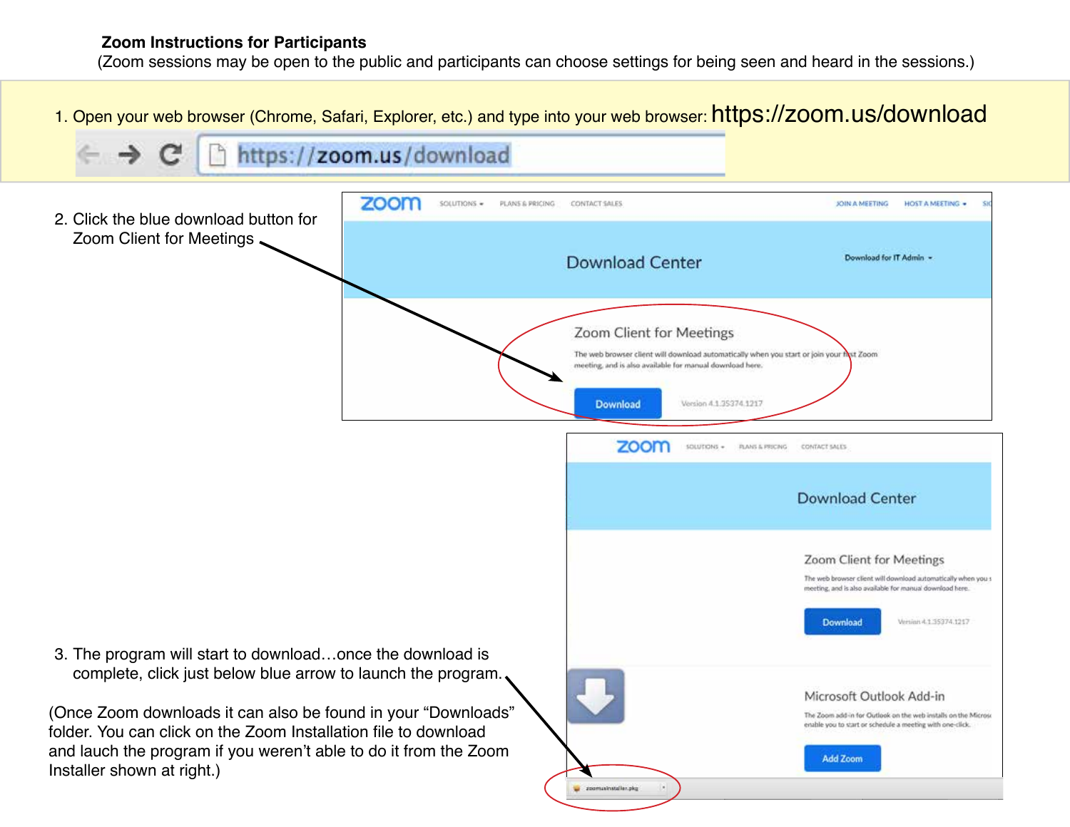**Zoom Instructions for Participants**

(Zoom sessions may be open to the public and participants can choose settings for being seen and heard in the sessions.)

1. Open your web browser (Chrome, Safari, Explorer, etc.) and type into your web browser: https://zoom.us/download

2. Click the blue download button for Zoom Client for Meetings

3. The program will start to download…once the download is complete, click just below blue arrow to launch the program.

(Once Zoom downloads it can also be found in your "Downloads" folder. You can click on the Zoom Installation file to download and lauch the program if you weren't able to do it from the Zoom Installer shown at right.)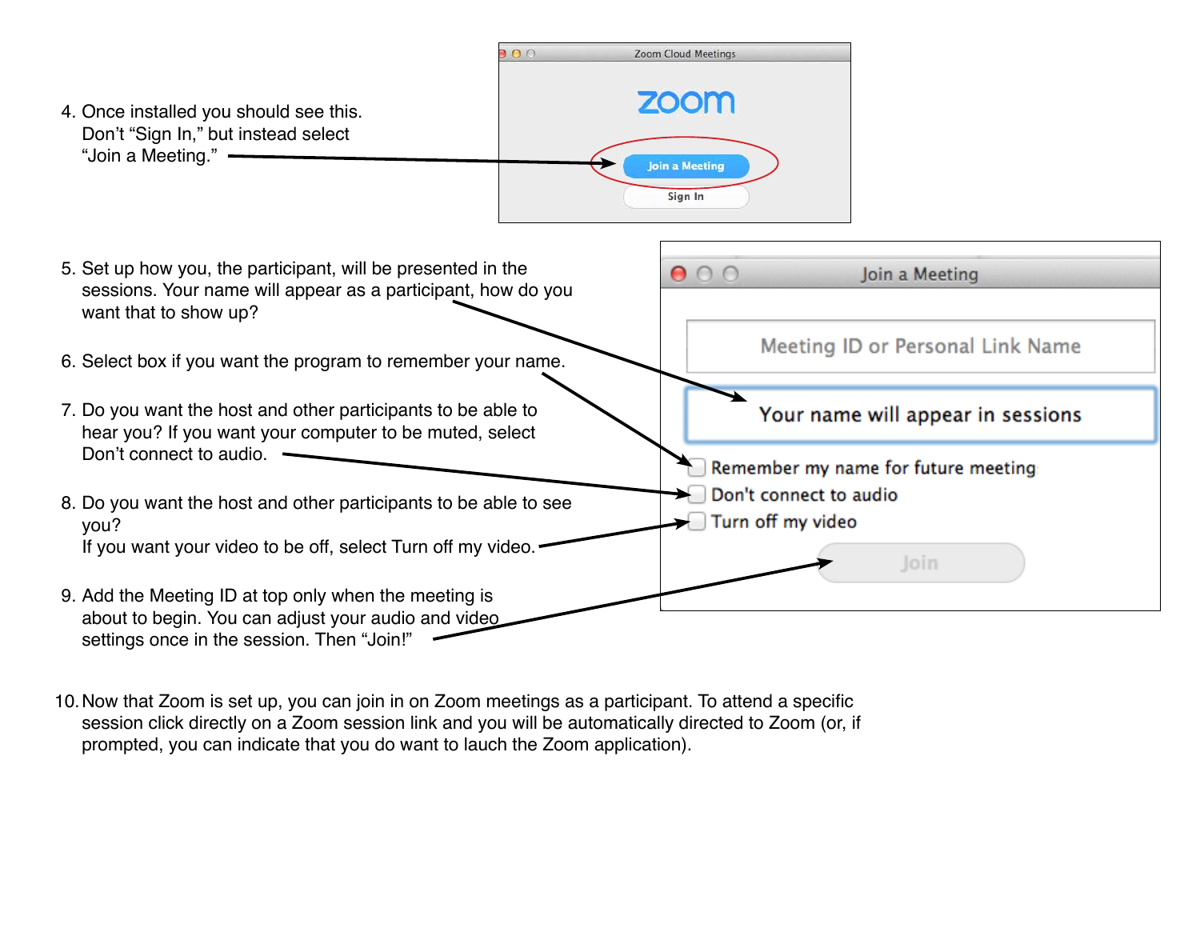4. Once installed you should see this. Don't "Sign In," but instead select "Join a Meeting."

Zoom Cloud Meetings

zoom

Join a Meeting

Sign In

5. Set up how you, the participant, will be presented in the sessions. Your name will appear as a participant, how do you want that to show up?

6. Select box if you want the program to remember your name.

7. Do you want the host and other participants to be able to hear you? If you want your computer to be muted, select Don't connect to audio.

8. Do you want the host and other participants to be able to see you?
   If you want your video to be off, select Turn off my video.

9. Add the Meeting ID at top only when the meeting is about to begin. You can adjust your audio and video settings once in the session. Then "Join!"

Join a Meeting

Meeting ID or Personal Link Name

Your name will appear in sessions

Remember my name for future meeting

Don't connect to audio

Turn off my video

Join

10. Now that Zoom is set up, you can join in on Zoom meetings as a participant. To attend a specific session click directly on a Zoom session link and you will be automatically directed to Zoom (or, if prompted, you can indicate that you do want to lauch the Zoom application).